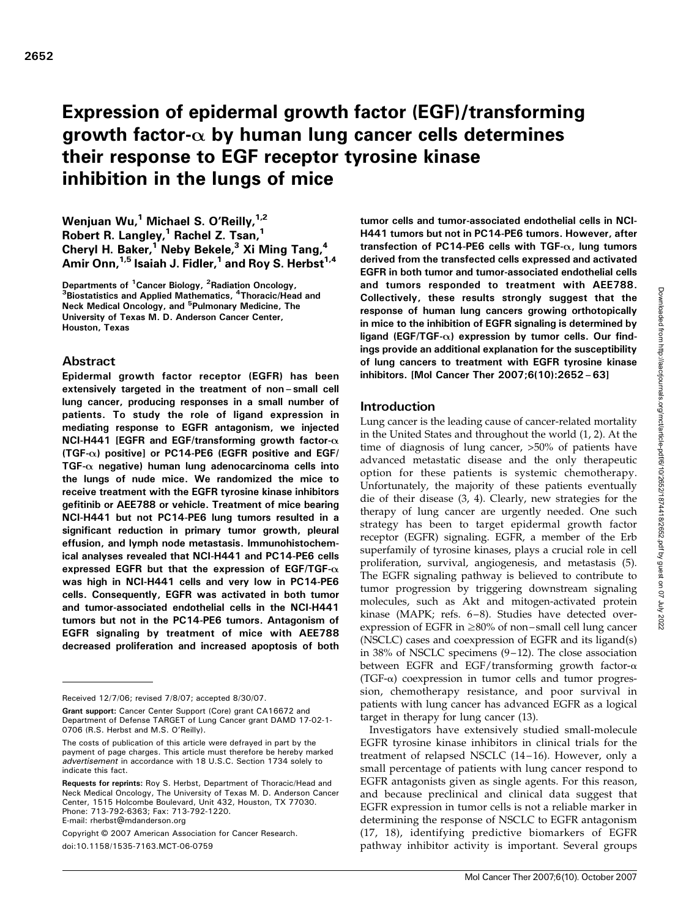# Expression of epidermal growth factor (EGF)/transforming growth factor-$\alpha$ by human lung cancer cells determines their response to EGF receptor tyrosine kinase inhibition in the lungs of mice

**Wenjuan Wu,[1] Michael S. O'Reilly,[1,2] Robert R. Langley,[1] Rachel Z. Tsan,[1] Cheryl H. Baker,[1] Neby Bekele,[3] Xi Ming Tang,[4] Amir Onn,[1,5] Isaiah J. Fidler,[1] and Roy S. Herbst[1,4]**

Departments of [1]Cancer Biology, [2]Radiation Oncology, [3]Biostatistics and Applied Mathematics, [4]Thoracic/Head and Neck Medical Oncology, and [5]Pulmonary Medicine, The University of Texas M. D. Anderson Cancer Center, Houston, Texas

## Abstract

**Epidermal growth factor receptor (EGFR) has been extensively targeted in the treatment of non–small cell lung cancer, producing responses in a small number of patients. To study the role of ligand expression in mediating response to EGFR antagonism, we injected NCI-H441 [EGFR and EGF/transforming growth factor-$\alpha$ (TGF-$\alpha$) positive] or PC14-PE6 (EGFR positive and EGF/TGF-$\alpha$ negative) human lung adenocarcinoma cells into the lungs of nude mice. We randomized the mice to receive treatment with the EGFR tyrosine kinase inhibitors gefitinib or AEE788 or vehicle. Treatment of mice bearing NCI-H441 but not PC14-PE6 lung tumors resulted in a significant reduction in primary tumor growth, pleural effusion, and lymph node metastasis. Immunohistochemical analyses revealed that NCI-H441 and PC14-PE6 cells expressed EGFR but that the expression of EGF/TGF-$\alpha$ was high in NCI-H441 cells and very low in PC14-PE6 cells. Consequently, EGFR was activated in both tumor and tumor-associated endothelial cells in the NCI-H441 tumors but not in the PC14-PE6 tumors. Antagonism of EGFR signaling by treatment of mice with AEE788 decreased proliferation and increased apoptosis of both tumor cells and tumor-associated endothelial cells in NCI-H441 tumors but not in PC14-PE6 tumors. However, after transfection of PC14-PE6 cells with TGF-$\alpha$, lung tumors derived from the transfected cells expressed and activated EGFR in both tumor and tumor-associated endothelial cells and tumors responded to treatment with AEE788. Collectively, these results strongly suggest that the response of human lung cancers growing orthotopically in mice to the inhibition of EGFR signaling is determined by ligand (EGF/TGF-$\alpha$) expression by tumor cells. Our findings provide an additional explanation for the susceptibility of lung cancers to treatment with EGFR tyrosine kinase inhibitors. [Mol Cancer Ther 2007;6(10):2652–63]**

## Introduction

Lung cancer is the leading cause of cancer-related mortality in the United States and throughout the world (1, 2). At the time of diagnosis of lung cancer, >50% of patients have advanced metastatic disease and the only therapeutic option for these patients is systemic chemotherapy. Unfortunately, the majority of these patients eventually die of their disease (3, 4). Clearly, new strategies for the therapy of lung cancer are urgently needed. One such strategy has been to target epidermal growth factor receptor (EGFR) signaling. EGFR, a member of the Erb superfamily of tyrosine kinases, plays a crucial role in cell proliferation, survival, angiogenesis, and metastasis (5). The EGFR signaling pathway is believed to contribute to tumor progression by triggering downstream signaling molecules, such as Akt and mitogen-activated protein kinase (MAPK; refs. 6–8). Studies have detected overexpression of EGFR in ≥80% of non–small cell lung cancer (NSCLC) cases and coexpression of EGFR and its ligand(s) in 38% of NSCLC specimens (9–12). The close association between EGFR and EGF/transforming growth factor-$\alpha$ (TGF-$\alpha$) coexpression in tumor cells and tumor progression, chemotherapy resistance, and poor survival in patients with lung cancer has advanced EGFR as a logical target in therapy for lung cancer (13).

Investigators have extensively studied small-molecule EGFR tyrosine kinase inhibitors in clinical trials for the treatment of relapsed NSCLC (14–16). However, only a small percentage of patients with lung cancer respond to EGFR antagonists given as single agents. For this reason, and because preclinical and clinical data suggest that EGFR expression in tumor cells is not a reliable marker in determining the response of NSCLC to EGFR antagonism (17, 18), identifying predictive biomarkers of EGFR pathway inhibitor activity is important. Several groups

---

Received 12/7/06; revised 7/8/07; accepted 8/30/07.

**Grant support:** Cancer Center Support (Core) grant CA16672 and Department of Defense TARGET of Lung Cancer grant DAMD 17-02-1-0706 (R.S. Herbst and M.S. O'Reilly).

The costs of publication of this article were defrayed in part by the payment of page charges. This article must therefore be hereby marked *advertisement* in accordance with 18 U.S.C. Section 1734 solely to indicate this fact.

**Requests for reprints:** Roy S. Herbst, Department of Thoracic/Head and Neck Medical Oncology, The University of Texas M. D. Anderson Cancer Center, 1515 Holcombe Boulevard, Unit 432, Houston, TX 77030. Phone: 713-792-6363; Fax: 713-792-1220. E-mail: rherbst@mdanderson.org

Copyright © 2007 American Association for Cancer Research.

doi:10.1158/1535-7163.MCT-06-0759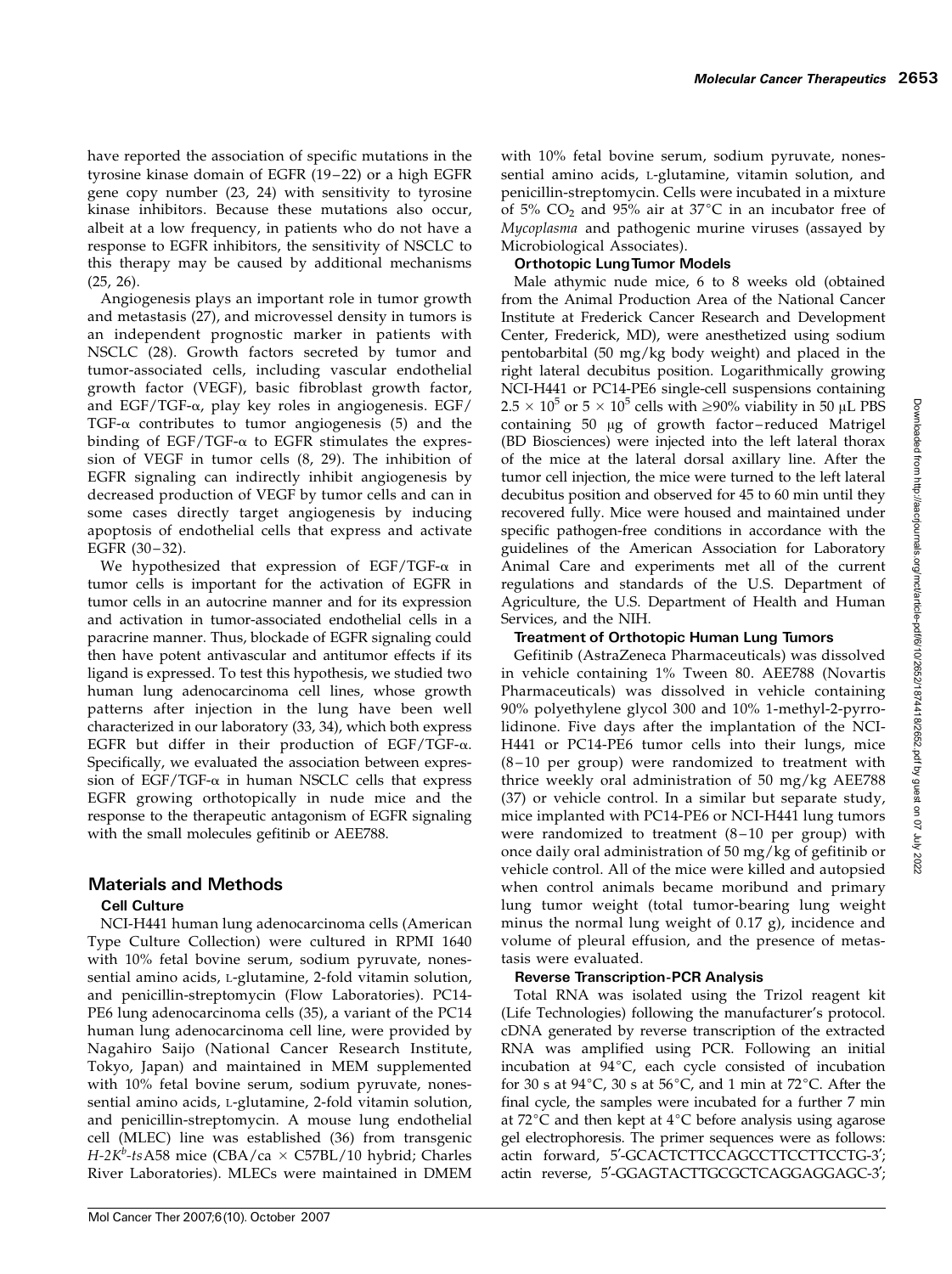have reported the association of specific mutations in the tyrosine kinase domain of EGFR (19–22) or a high EGFR gene copy number (23, 24) with sensitivity to tyrosine kinase inhibitors. Because these mutations also occur, albeit at a low frequency, in patients who do not have a response to EGFR inhibitors, the sensitivity of NSCLC to this therapy may be caused by additional mechanisms (25, 26).

Angiogenesis plays an important role in tumor growth and metastasis (27), and microvessel density in tumors is an independent prognostic marker in patients with NSCLC (28). Growth factors secreted by tumor and tumor-associated cells, including vascular endothelial growth factor (VEGF), basic fibroblast growth factor, and EGF/TGF-α, play key roles in angiogenesis. EGF/TGF-α contributes to tumor angiogenesis (5) and the binding of EGF/TGF-α to EGFR stimulates the expression of VEGF in tumor cells (8, 29). The inhibition of EGFR signaling can indirectly inhibit angiogenesis by decreased production of VEGF by tumor cells and can in some cases directly target angiogenesis by inducing apoptosis of endothelial cells that express and activate EGFR (30–32).

We hypothesized that expression of EGF/TGF-α in tumor cells is important for the activation of EGFR in tumor cells in an autocrine manner and for its expression and activation in tumor-associated endothelial cells in a paracrine manner. Thus, blockade of EGFR signaling could then have potent antivascular and antitumor effects if its ligand is expressed. To test this hypothesis, we studied two human lung adenocarcinoma cell lines, whose growth patterns after injection in the lung have been well characterized in our laboratory (33, 34), which both express EGFR but differ in their production of EGF/TGF-α. Specifically, we evaluated the association between expression of EGF/TGF-α in human NSCLC cells that express EGFR growing orthotopically in nude mice and the response to the therapeutic antagonism of EGFR signaling with the small molecules gefitinib or AEE788.

## Materials and Methods

### Cell Culture

NCI-H441 human lung adenocarcinoma cells (American Type Culture Collection) were cultured in RPMI 1640 with 10% fetal bovine serum, sodium pyruvate, nonessential amino acids, L-glutamine, 2-fold vitamin solution, and penicillin-streptomycin (Flow Laboratories). PC14-PE6 lung adenocarcinoma cells (35), a variant of the PC14 human lung adenocarcinoma cell line, were provided by Nagahiro Saijo (National Cancer Research Institute, Tokyo, Japan) and maintained in MEM supplemented with 10% fetal bovine serum, sodium pyruvate, nonessential amino acids, L-glutamine, 2-fold vitamin solution, and penicillin-streptomycin. A mouse lung endothelial cell (MLEC) line was established (36) from transgenic *H-2K^b-ts*A58 mice (CBA/ca × C57BL/10 hybrid; Charles River Laboratories). MLECs were maintained in DMEM with 10% fetal bovine serum, sodium pyruvate, nonessential amino acids, L-glutamine, vitamin solution, and penicillin-streptomycin. Cells were incubated in a mixture of 5% $CO_2$ and 95% air at 37°C in an incubator free of *Mycoplasma* and pathogenic murine viruses (assayed by Microbiological Associates).

### Orthotopic Lung Tumor Models

Male athymic nude mice, 6 to 8 weeks old (obtained from the Animal Production Area of the National Cancer Institute at Frederick Cancer Research and Development Center, Frederick, MD), were anesthetized using sodium pentobarbital (50 mg/kg body weight) and placed in the right lateral decubitus position. Logarithmically growing NCI-H441 or PC14-PE6 single-cell suspensions containing $2.5 \times 10^5$ or $5 \times 10^5$ cells with ≥90% viability in 50 μL PBS containing 50 μg of growth factor–reduced Matrigel (BD Biosciences) were injected into the left lateral thorax of the mice at the lateral dorsal axillary line. After the tumor cell injection, the mice were turned to the left lateral decubitus position and observed for 45 to 60 min until they recovered fully. Mice were housed and maintained under specific pathogen-free conditions in accordance with the guidelines of the American Association for Laboratory Animal Care and experiments met all of the current regulations and standards of the U.S. Department of Agriculture, the U.S. Department of Health and Human Services, and the NIH.

### Treatment of Orthotopic Human Lung Tumors

Gefitinib (AstraZeneca Pharmaceuticals) was dissolved in vehicle containing 1% Tween 80. AEE788 (Novartis Pharmaceuticals) was dissolved in vehicle containing 90% polyethylene glycol 300 and 10% 1-methyl-2-pyrrolidinone. Five days after the implantation of the NCI-H441 or PC14-PE6 tumor cells into their lungs, mice (8–10 per group) were randomized to treatment with thrice weekly oral administration of 50 mg/kg AEE788 (37) or vehicle control. In a similar but separate study, mice implanted with PC14-PE6 or NCI-H441 lung tumors were randomized to treatment (8–10 per group) with once daily oral administration of 50 mg/kg of gefitinib or vehicle control. All of the mice were killed and autopsied when control animals became moribund and primary lung tumor weight (total tumor-bearing lung weight minus the normal lung weight of 0.17 g), incidence and volume of pleural effusion, and the presence of metastasis were evaluated.

### Reverse Transcription-PCR Analysis

Total RNA was isolated using the Trizol reagent kit (Life Technologies) following the manufacturer's protocol. cDNA generated by reverse transcription of the extracted RNA was amplified using PCR. Following an initial incubation at 94°C, each cycle consisted of incubation for 30 s at 94°C, 30 s at 56°C, and 1 min at 72°C. After the final cycle, the samples were incubated for a further 7 min at 72°C and then kept at 4°C before analysis using agarose gel electrophoresis. The primer sequences were as follows: actin forward, 5′-GCACTCTTCCAGCCTTCCTTCCTG-3′; actin reverse, 5′-GGAGTACTTGCGCTCAGGAGGAGC-3′;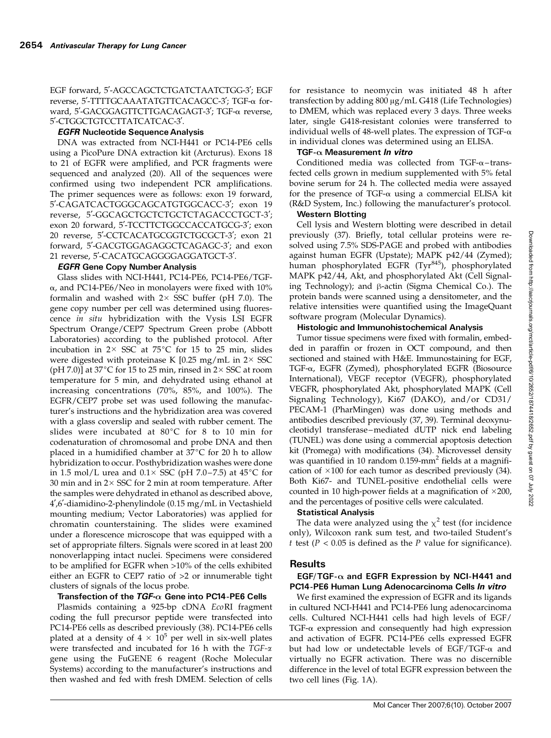EGF forward, 5′-AGCCAGCTCTGATCTAATCTGG-3′; EGF reverse, 5′-TTTTGCAAATATGTTCACAGCC-3′; TGF-α forward, 5′-GACGGAGTTCTTGACAGAGT-3′; TGF-α reverse, 5′-CTGGCTGTCCTTATCATCAC-3′.

### *EGFR* Nucleotide Sequence Analysis

DNA was extracted from NCI-H441 or PC14-PE6 cells using a PicoPure DNA extraction kit (Arcturus). Exons 18 to 21 of EGFR were amplified, and PCR fragments were sequenced and analyzed (20). All of the sequences were confirmed using two independent PCR amplifications. The primer sequences were as follows: exon 19 forward, 5′-CAGATCACTGGGCAGCATGTGGCACC-3′; exon 19 reverse, 5′-GGCAGCTGCTCTGCTCTAGACCCTGCT-3′; exon 20 forward, 5′-TCCTTCTGGCCACCATGCG-3′; exon 20 reverse, 5′-CCTCACATGCGGTCTGCGCT-3′; exon 21 forward, 5′-GACGTGGAGAGGCTCAGAGC-3′; and exon 21 reverse, 5′-CACATGCAGGGGAGGATGCT-3′.

### *EGFR* Gene Copy Number Analysis

Glass slides with NCI-H441, PC14-PE6, PC14-PE6/TGF-α, and PC14-PE6/Neo in monolayers were fixed with 10% formalin and washed with 2× SSC buffer (pH 7.0). The gene copy number per cell was determined using fluorescence *in situ* hybridization with the Vysis LSI EGFR Spectrum Orange/CEP7 Spectrum Green probe (Abbott Laboratories) according to the published protocol. After incubation in 2× SSC at 75°C for 15 to 25 min, slides were digested with proteinase K [0.25 mg/mL in 2× SSC (pH 7.0)] at 37°C for 15 to 25 min, rinsed in 2× SSC at room temperature for 5 min, and dehydrated using ethanol at increasing concentrations (70%, 85%, and 100%). The EGFR/CEP7 probe set was used following the manufacturer's instructions and the hybridization area was covered with a glass coverslip and sealed with rubber cement. The slides were incubated at 80°C for 8 to 10 min for codenaturation of chromosomal and probe DNA and then placed in a humidified chamber at 37°C for 20 h to allow hybridization to occur. Posthybridization washes were done in 1.5 mol/L urea and 0.1× SSC (pH 7.0–7.5) at 45°C for 30 min and in 2× SSC for 2 min at room temperature. After the samples were dehydrated in ethanol as described above, 4′,6′-diamidino-2-phenylindole (0.15 mg/mL in Vectashield mounting medium; Vector Laboratories) was applied for chromatin counterstaining. The slides were examined under a florescence microscope that was equipped with a set of appropriate filters. Signals were scored in at least 200 nonoverlapping intact nuclei. Specimens were considered to be amplified for EGFR when >10% of the cells exhibited either an EGFR to CEP7 ratio of >2 or innumerable tight clusters of signals of the locus probe.

### Transfection of the *TGF-α* Gene into PC14-PE6 Cells

Plasmids containing a 925-bp cDNA *Eco*RI fragment coding the full precursor peptide were transfected into PC14-PE6 cells as described previously (38). PC14-PE6 cells plated at a density of $4 \times 10^5$ per well in six-well plates were transfected and incubated for 16 h with the *TGF-α* gene using the FuGENE 6 reagent (Roche Molecular Systems) according to the manufacturer's instructions and then washed and fed with fresh DMEM. Selection of cells for resistance to neomycin was initiated 48 h after transfection by adding 800 μg/mL G418 (Life Technologies) to DMEM, which was replaced every 3 days. Three weeks later, single G418-resistant colonies were transferred to individual wells of 48-well plates. The expression of TGF-α in individual clones was determined using an ELISA.

### TGF-α Measurement *In vitro*

Conditioned media was collected from TGF-α–transfected cells grown in medium supplemented with 5% fetal bovine serum for 24 h. The collected media were assayed for the presence of TGF-α using a commercial ELISA kit (R&D System, Inc.) following the manufacturer's protocol.

### Western Blotting

Cell lysis and Western blotting were described in detail previously (37). Briefly, total cellular proteins were resolved using 7.5% SDS-PAGE and probed with antibodies against human EGFR (Upstate); MAPK p42/44 (Zymed); human phosphorylated EGFR (Tyr[845]), phosphorylated MAPK p42/44, Akt, and phosphorylated Akt (Cell Signaling Technology); and β-actin (Sigma Chemical Co.). The protein bands were scanned using a densitometer, and the relative intensities were quantified using the ImageQuant software program (Molecular Dynamics).

### Histologic and Immunohistochemical Analysis

Tumor tissue specimens were fixed with formalin, embedded in paraffin or frozen in OCT compound, and then sectioned and stained with H&E. Immunostaining for EGF, TGF-α, EGFR (Zymed), phosphorylated EGFR (Biosource International), VEGF receptor (VEGFR), phosphorylated VEGFR, phosphorylated Akt, phosphorylated MAPK (Cell Signaling Technology), Ki67 (DAKO), and/or CD31/PECAM-1 (PharMingen) was done using methods and antibodies described previously (37, 39). Terminal deoxynucleotidyl transferase–mediated dUTP nick end labeling (TUNEL) was done using a commercial apoptosis detection kit (Promega) with modifications (34). Microvessel density was quantified in 10 random 0.159-$mm^2$ fields at a magnification of ×100 for each tumor as described previously (34). Both Ki67- and TUNEL-positive endothelial cells were counted in 10 high-power fields at a magnification of ×200, and the percentages of positive cells were calculated.

### Statistical Analysis

The data were analyzed using the $\chi^2$ test (for incidence only), Wilcoxon rank sum test, and two-tailed Student's *t* test ($P < 0.05$ is defined as the *P* value for significance).

## Results

### EGF/TGF-α and EGFR Expression by NCI-H441 and PC14-PE6 Human Lung Adenocarcinoma Cells *In vitro*

We first examined the expression of EGFR and its ligands in cultured NCI-H441 and PC14-PE6 lung adenocarcinoma cells. Cultured NCI-H441 cells had high levels of EGF/TGF-α expression and consequently had high expression and activation of EGFR. PC14-PE6 cells expressed EGFR but had low or undetectable levels of EGF/TGF-α and virtually no EGFR activation. There was no discernible difference in the level of total EGFR expression between the two cell lines (Fig. 1A).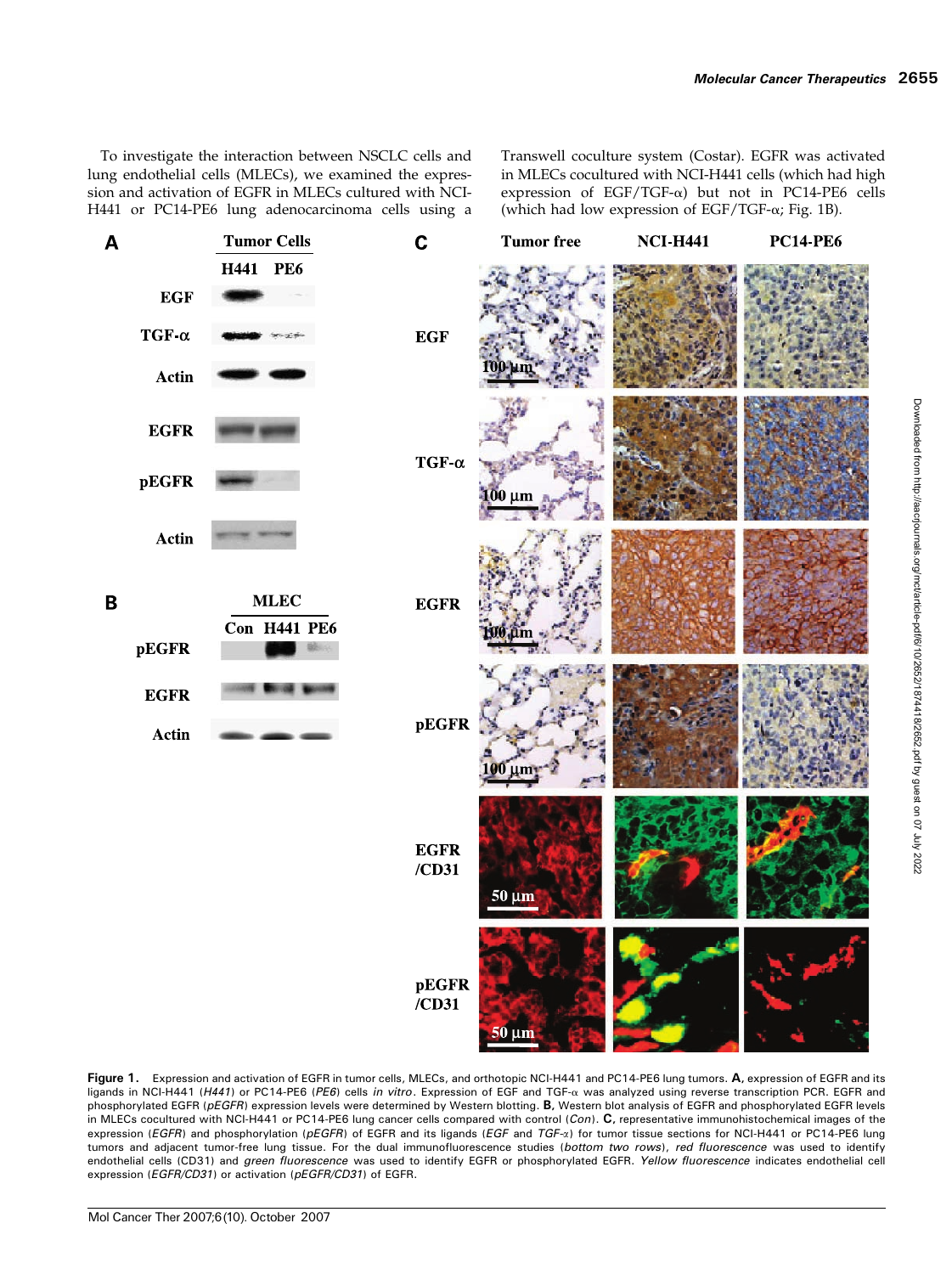To investigate the interaction between NSCLC cells and lung endothelial cells (MLECs), we examined the expression and activation of EGFR in MLECs cultured with NCI-H441 or PC14-PE6 lung adenocarcinoma cells using a Transwell coculture system (Costar). EGFR was activated in MLECs cocultured with NCI-H441 cells (which had high expression of EGF/TGF-α) but not in PC14-PE6 cells (which had low expression of EGF/TGF-α; Fig. 1B).

**Figure 1.** Expression and activation of EGFR in tumor cells, MLECs, and orthotopic NCI-H441 and PC14-PE6 lung tumors. **A,** expression of EGFR and its ligands in NCI-H441 (*H441*) or PC14-PE6 (*PE6*) cells *in vitro*. Expression of EGF and TGF-α was analyzed using reverse transcription PCR. EGFR and phosphorylated EGFR (*pEGFR*) expression levels were determined by Western blotting. **B,** Western blot analysis of EGFR and phosphorylated EGFR levels in MLECs cocultured with NCI-H441 or PC14-PE6 lung cancer cells compared with control (*Con*). **C,** representative immunohistochemical images of the expression (*EGFR*) and phosphorylation (*pEGFR*) of EGFR and its ligands (*EGF* and *TGF-α*) for tumor tissue sections for NCI-H441 or PC14-PE6 lung tumors and adjacent tumor-free lung tissue. For the dual immunofluorescence studies (*bottom two rows*), *red fluorescence* was used to identify endothelial cells (CD31) and *green fluorescence* was used to identify EGFR or phosphorylated EGFR. *Yellow fluorescence* indicates endothelial cell expression (*EGFR/CD31*) or activation (*pEGFR/CD31*) of EGFR.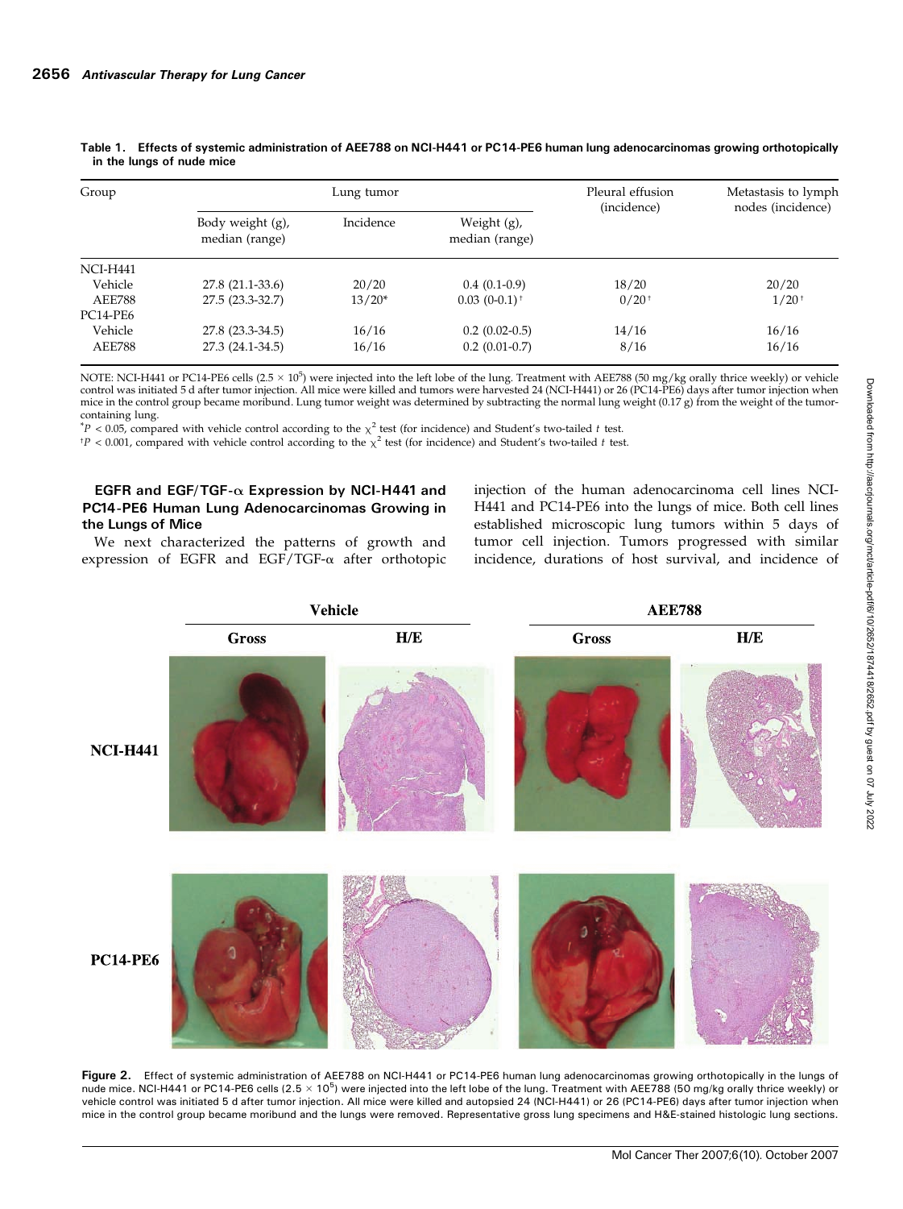**Table 1. Effects of systemic administration of AEE788 on NCI-H441 or PC14-PE6 human lung adenocarcinomas growing orthotopically in the lungs of nude mice**

| Group | Lung tumor | | | Pleural effusion (incidence) | Metastasis to lymph nodes (incidence) |
|---|---|---|---|---|---|
| | Body weight (g), median (range) | Incidence | Weight (g), median (range) | | |
| NCI-H441 | | | | | |
| Vehicle | 27.8 (21.1-33.6) | 20/20 | 0.4 (0.1-0.9) | 18/20 | 20/20 |
| AEE788 | 27.5 (23.3-32.7) | 13/20* | 0.03 (0-0.1)† | 0/20† | 1/20† |
| PC14-PE6 | | | | | |
| Vehicle | 27.8 (23.3-34.5) | 16/16 | 0.2 (0.02-0.5) | 14/16 | 16/16 |
| AEE788 | 27.3 (24.1-34.5) | 16/16 | 0.2 (0.01-0.7) | 8/16 | 16/16 |

NOTE: NCI-H441 or PC14-PE6 cells ($2.5 \times 10^5$) were injected into the left lobe of the lung. Treatment with AEE788 (50 mg/kg orally thrice weekly) or vehicle control was initiated 5 d after tumor injection. All mice were killed and tumors were harvested 24 (NCI-H441) or 26 (PC14-PE6) days after tumor injection when mice in the control group became moribund. Lung tumor weight was determined by subtracting the normal lung weight (0.17 g) from the weight of the tumor-containing lung.

*$P < 0.05$, compared with vehicle control according to the $\chi^2$ test (for incidence) and Student's two-tailed $t$ test.

†$P < 0.001$, compared with vehicle control according to the $\chi^2$ test (for incidence) and Student's two-tailed $t$ test.

### EGFR and EGF/TGF-α Expression by NCI-H441 and PC14-PE6 Human Lung Adenocarcinomas Growing in the Lungs of Mice

We next characterized the patterns of growth and expression of EGFR and EGF/TGF-α after orthotopic injection of the human adenocarcinoma cell lines NCI-H441 and PC14-PE6 into the lungs of mice. Both cell lines established microscopic lung tumors within 5 days of tumor cell injection. Tumors progressed with similar incidence, durations of host survival, and incidence of

**Figure 2.** Effect of systemic administration of AEE788 on NCI-H441 or PC14-PE6 human lung adenocarcinomas growing orthotopically in the lungs of nude mice. NCI-H441 or PC14-PE6 cells ($2.5 \times 10^5$) were injected into the left lobe of the lung. Treatment with AEE788 (50 mg/kg orally thrice weekly) or vehicle control was initiated 5 d after tumor injection. All mice were killed and autopsied 24 (NCI-H441) or 26 (PC14-PE6) days after tumor injection when mice in the control group became moribund and the lungs were removed. Representative gross lung specimens and H&E-stained histologic lung sections.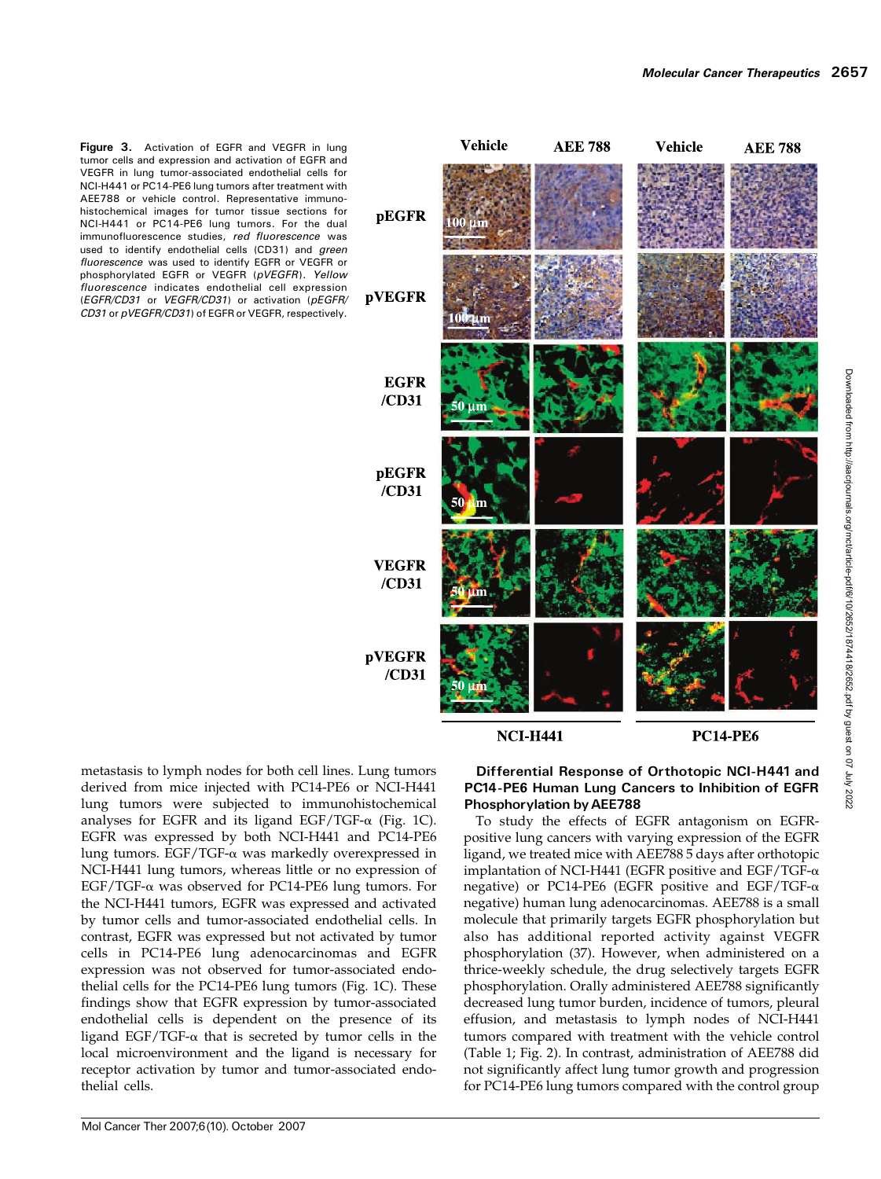**Figure 3.** Activation of EGFR and VEGFR in lung tumor cells and expression and activation of EGFR and VEGFR in lung tumor-associated endothelial cells for NCI-H441 or PC14-PE6 lung tumors after treatment with AEE788 or vehicle control. Representative immunohistochemical images for tumor tissue sections for NCI-H441 or PC14-PE6 lung tumors. For the dual immunofluorescence studies, *red fluorescence* was used to identify endothelial cells (CD31) and *green fluorescence* was used to identify EGFR or VEGFR or phosphorylated EGFR or VEGFR (*pVEGFR*). *Yellow fluorescence* indicates endothelial cell expression (*EGFR/CD31* or *VEGFR/CD31*) or activation (*pEGFR/CD31* or *pVEGFR/CD31*) of EGFR or VEGFR, respectively.

metastasis to lymph nodes for both cell lines. Lung tumors derived from mice injected with PC14-PE6 or NCI-H441 lung tumors were subjected to immunohistochemical analyses for EGFR and its ligand EGF/TGF-α (Fig. 1C). EGFR was expressed by both NCI-H441 and PC14-PE6 lung tumors. EGF/TGF-α was markedly overexpressed in NCI-H441 lung tumors, whereas little or no expression of EGF/TGF-α was observed for PC14-PE6 lung tumors. For the NCI-H441 tumors, EGFR was expressed and activated by tumor cells and tumor-associated endothelial cells. In contrast, EGFR was expressed but not activated by tumor cells in PC14-PE6 lung adenocarcinomas and EGFR expression was not observed for tumor-associated endothelial cells for the PC14-PE6 lung tumors (Fig. 1C). These findings show that EGFR expression by tumor-associated endothelial cells is dependent on the presence of its ligand EGF/TGF-α that is secreted by tumor cells in the local microenvironment and the ligand is necessary for receptor activation by tumor and tumor-associated endothelial cells.

### Differential Response of Orthotopic NCI-H441 and PC14-PE6 Human Lung Cancers to Inhibition of EGFR Phosphorylation by AEE788

To study the effects of EGFR antagonism on EGFR-positive lung cancers with varying expression of the EGFR ligand, we treated mice with AEE788 5 days after orthotopic implantation of NCI-H441 (EGFR positive and EGF/TGF-α negative) or PC14-PE6 (EGFR positive and EGF/TGF-α negative) human lung adenocarcinomas. AEE788 is a small molecule that primarily targets EGFR phosphorylation but also has additional reported activity against VEGFR phosphorylation (37). However, when administered on a thrice-weekly schedule, the drug selectively targets EGFR phosphorylation. Orally administered AEE788 significantly decreased lung tumor burden, incidence of tumors, pleural effusion, and metastasis to lymph nodes of NCI-H441 tumors compared with treatment with the vehicle control (Table 1; Fig. 2). In contrast, administration of AEE788 did not significantly affect lung tumor growth and progression for PC14-PE6 lung tumors compared with the control group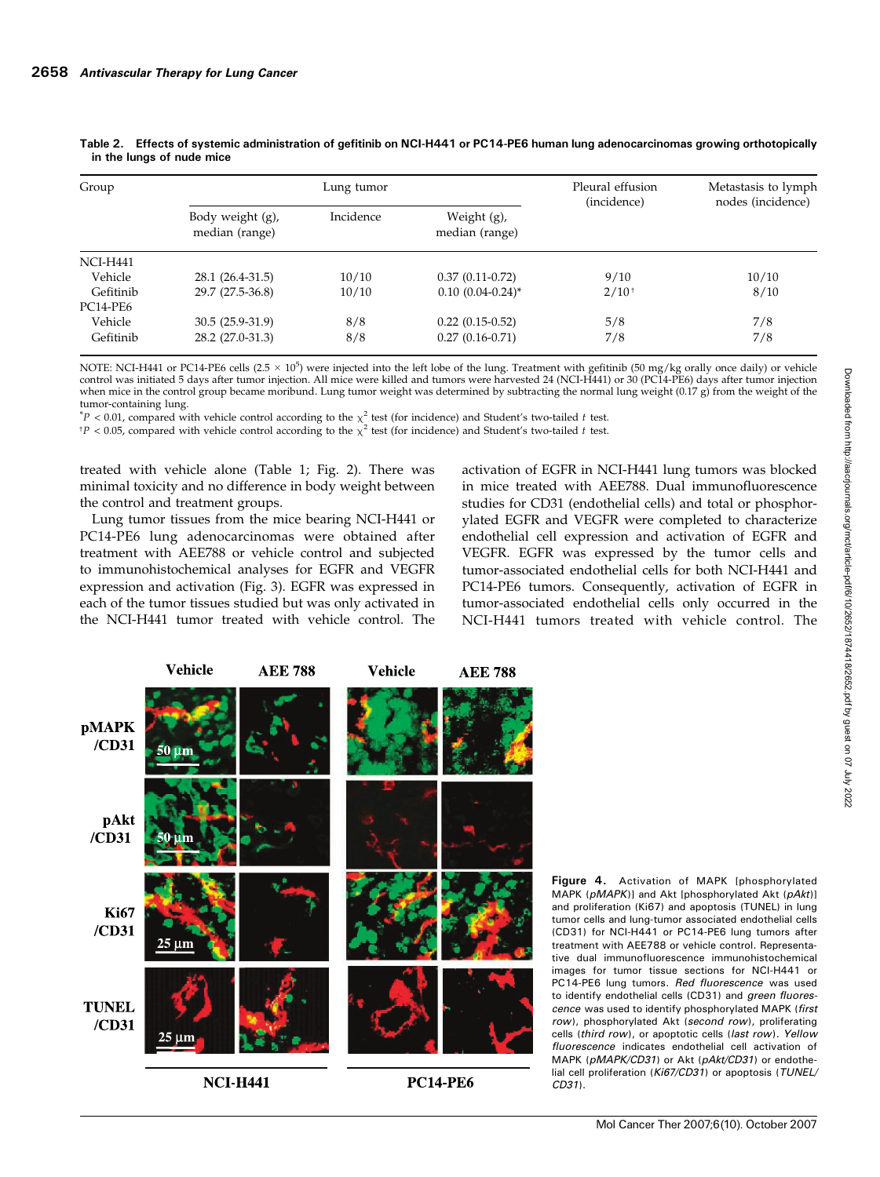**Table 2. Effects of systemic administration of gefitinib on NCI-H441 or PC14-PE6 human lung adenocarcinomas growing orthotopically in the lungs of nude mice**

| Group | Lung tumor | | | Pleural effusion (incidence) | Metastasis to lymph nodes (incidence) |
|---|---|---|---|---|---|
| | Body weight (g), median (range) | Incidence | Weight (g), median (range) | | |
| NCI-H441 | | | | | |
| Vehicle | 28.1 (26.4-31.5) | 10/10 | 0.37 (0.11-0.72) | 9/10 | 10/10 |
| Gefitinib | 29.7 (27.5-36.8) | 10/10 | 0.10 (0.04-0.24)* | 2/10† | 8/10 |
| PC14-PE6 | | | | | |
| Vehicle | 30.5 (25.9-31.9) | 8/8 | 0.22 (0.15-0.52) | 5/8 | 7/8 |
| Gefitinib | 28.2 (27.0-31.3) | 8/8 | 0.27 (0.16-0.71) | 7/8 | 7/8 |

NOTE: NCI-H441 or PC14-PE6 cells ($2.5 \times 10^5$) were injected into the left lobe of the lung. Treatment with gefitinib (50 mg/kg orally once daily) or vehicle control was initiated 5 days after tumor injection. All mice were killed and tumors were harvested 24 (NCI-H441) or 30 (PC14-PE6) days after tumor injection when mice in the control group became moribund. Lung tumor weight was determined by subtracting the normal lung weight (0.17 g) from the weight of the tumor-containing lung.

*$P < 0.01$, compared with vehicle control according to the $\chi^2$ test (for incidence) and Student's two-tailed $t$ test.

†$P < 0.05$, compared with vehicle control according to the $\chi^2$ test (for incidence) and Student's two-tailed $t$ test.

treated with vehicle alone (Table 1; Fig. 2). There was minimal toxicity and no difference in body weight between the control and treatment groups.

Lung tumor tissues from the mice bearing NCI-H441 or PC14-PE6 lung adenocarcinomas were obtained after treatment with AEE788 or vehicle control and subjected to immunohistochemical analyses for EGFR and VEGFR expression and activation (Fig. 3). EGFR was expressed in each of the tumor tissues studied but was only activated in the NCI-H441 tumor treated with vehicle control. The activation of EGFR in NCI-H441 lung tumors was blocked in mice treated with AEE788. Dual immunofluorescence studies for CD31 (endothelial cells) and total or phosphorylated EGFR and VEGFR were completed to characterize endothelial cell expression and activation of EGFR and VEGFR. EGFR was expressed by the tumor cells and tumor-associated endothelial cells for both NCI-H441 and PC14-PE6 tumors. Consequently, activation of EGFR in tumor-associated endothelial cells only occurred in the NCI-H441 tumors treated with vehicle control. The

**Figure 4.** Activation of MAPK [phosphorylated MAPK (*pMAPK*)] and Akt [phosphorylated Akt (*pAkt*)] and proliferation (Ki67) and apoptosis (TUNEL) in lung tumor cells and lung-tumor associated endothelial cells (CD31) for NCI-H441 or PC14-PE6 lung tumors after treatment with AEE788 or vehicle control. Representative dual immunofluorescence immunohistochemical images for tumor tissue sections for NCI-H441 or PC14-PE6 lung tumors. *Red fluorescence* was used to identify endothelial cells (CD31) and *green fluorescence* was used to identify phosphorylated MAPK (*first row*), phosphorylated Akt (*second row*), proliferating cells (*third row*), or apoptotic cells (*last row*). *Yellow fluorescence* indicates endothelial cell activation of MAPK (*pMAPK/CD31*) or Akt (*pAkt/CD31*) or endothelial cell proliferation (*Ki67/CD31*) or apoptosis (*TUNEL/CD31*).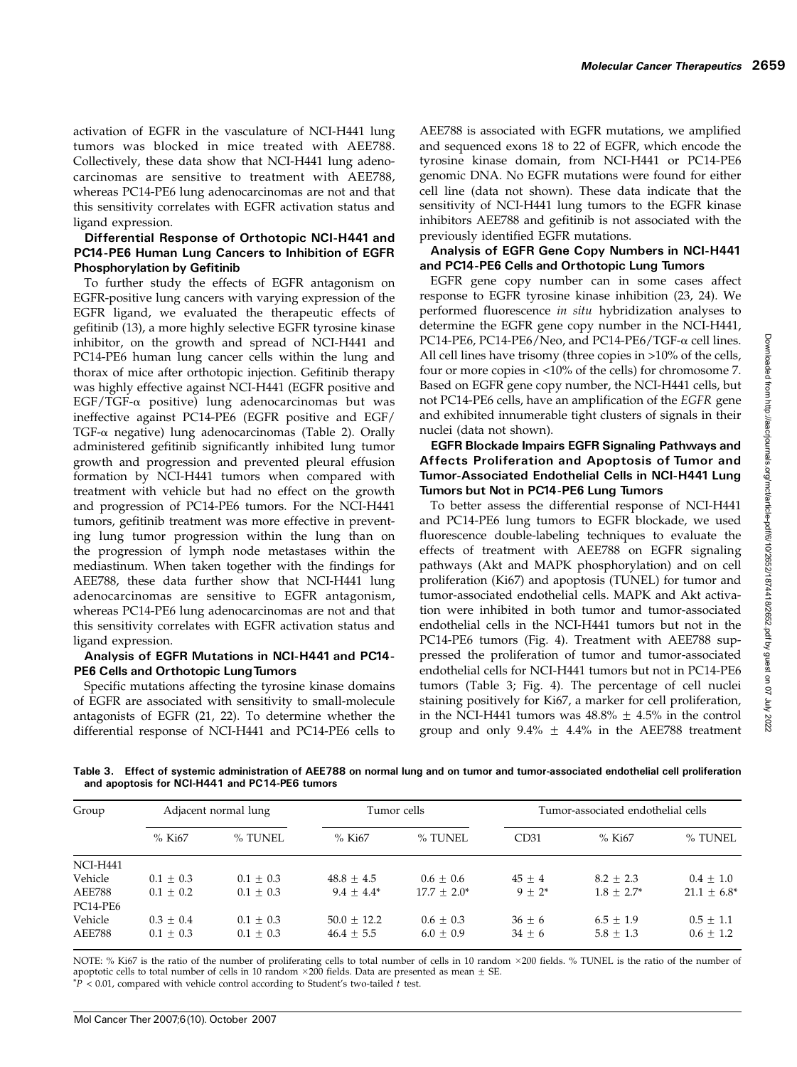activation of EGFR in the vasculature of NCI-H441 lung tumors was blocked in mice treated with AEE788. Collectively, these data show that NCI-H441 lung adenocarcinomas are sensitive to treatment with AEE788, whereas PC14-PE6 lung adenocarcinomas are not and that this sensitivity correlates with EGFR activation status and ligand expression.

### Differential Response of Orthotopic NCI-H441 and PC14-PE6 Human Lung Cancers to Inhibition of EGFR Phosphorylation by Gefitinib

To further study the effects of EGFR antagonism on EGFR-positive lung cancers with varying expression of the EGFR ligand, we evaluated the therapeutic effects of gefitinib (13), a more highly selective EGFR tyrosine kinase inhibitor, on the growth and spread of NCI-H441 and PC14-PE6 human lung cancer cells within the lung and thorax of mice after orthotopic injection. Gefitinib therapy was highly effective against NCI-H441 (EGFR positive and EGF/TGF-α positive) lung adenocarcinomas but was ineffective against PC14-PE6 (EGFR positive and EGF/TGF-α negative) lung adenocarcinomas (Table 2). Orally administered gefitinib significantly inhibited lung tumor growth and progression and prevented pleural effusion formation by NCI-H441 tumors when compared with treatment with vehicle but had no effect on the growth and progression of PC14-PE6 tumors. For the NCI-H441 tumors, gefitinib treatment was more effective in preventing lung tumor progression within the lung than on the progression of lymph node metastases within the mediastinum. When taken together with the findings for AEE788, these data further show that NCI-H441 lung adenocarcinomas are sensitive to EGFR antagonism, whereas PC14-PE6 lung adenocarcinomas are not and that this sensitivity correlates with EGFR activation status and ligand expression.

### Analysis of EGFR Mutations in NCI-H441 and PC14-PE6 Cells and Orthotopic Lung Tumors

Specific mutations affecting the tyrosine kinase domains of EGFR are associated with sensitivity to small-molecule antagonists of EGFR (21, 22). To determine whether the differential response of NCI-H441 and PC14-PE6 cells to AEE788 is associated with EGFR mutations, we amplified and sequenced exons 18 to 22 of EGFR, which encode the tyrosine kinase domain, from NCI-H441 or PC14-PE6 genomic DNA. No EGFR mutations were found for either cell line (data not shown). These data indicate that the sensitivity of NCI-H441 lung tumors to the EGFR kinase inhibitors AEE788 and gefitinib is not associated with the previously identified EGFR mutations.

### Analysis of EGFR Gene Copy Numbers in NCI-H441 and PC14-PE6 Cells and Orthotopic Lung Tumors

EGFR gene copy number can in some cases affect response to EGFR tyrosine kinase inhibition (23, 24). We performed fluorescence *in situ* hybridization analyses to determine the EGFR gene copy number in the NCI-H441, PC14-PE6, PC14-PE6/Neo, and PC14-PE6/TGF-α cell lines. All cell lines have trisomy (three copies in >10% of the cells, four or more copies in <10% of the cells) for chromosome 7. Based on EGFR gene copy number, the NCI-H441 cells, but not PC14-PE6 cells, have an amplification of the *EGFR* gene and exhibited innumerable tight clusters of signals in their nuclei (data not shown).

### EGFR Blockade Impairs EGFR Signaling Pathways and Affects Proliferation and Apoptosis of Tumor and Tumor-Associated Endothelial Cells in NCI-H441 Lung Tumors but Not in PC14-PE6 Lung Tumors

To better assess the differential response of NCI-H441 and PC14-PE6 lung tumors to EGFR blockade, we used fluorescence double-labeling techniques to evaluate the effects of treatment with AEE788 on EGFR signaling pathways (Akt and MAPK phosphorylation) and on cell proliferation (Ki67) and apoptosis (TUNEL) for tumor and tumor-associated endothelial cells. MAPK and Akt activation were inhibited in both tumor and tumor-associated endothelial cells in the NCI-H441 tumors but not in the PC14-PE6 tumors (Fig. 4). Treatment with AEE788 suppressed the proliferation of tumor and tumor-associated endothelial cells for NCI-H441 tumors but not in PC14-PE6 tumors (Table 3; Fig. 4). The percentage of cell nuclei staining positively for Ki67, a marker for cell proliferation, in the NCI-H441 tumors was 48.8% ± 4.5% in the control group and only 9.4% ± 4.4% in the AEE788 treatment

**Table 3. Effect of systemic administration of AEE788 on normal lung and on tumor and tumor-associated endothelial cell proliferation and apoptosis for NCI-H441 and PC14-PE6 tumors**

| Group | Adjacent normal lung | | Tumor cells | | Tumor-associated endothelial cells | | |
|---|---|---|---|---|---|---|---|
| | % Ki67 | % TUNEL | % Ki67 | % TUNEL | CD31 | % Ki67 | % TUNEL |
| NCI-H441 | | | | | | | |
| Vehicle | 0.1 ± 0.3 | 0.1 ± 0.3 | 48.8 ± 4.5 | 0.6 ± 0.6 | 45 ± 4 | 8.2 ± 2.3 | 0.4 ± 1.0 |
| AEE788 | 0.1 ± 0.2 | 0.1 ± 0.3 | 9.4 ± 4.4* | 17.7 ± 2.0* | 9 ± 2* | 1.8 ± 2.7* | 21.1 ± 6.8* |
| PC14-PE6 | | | | | | | |
| Vehicle | 0.3 ± 0.4 | 0.1 ± 0.3 | 50.0 ± 12.2 | 0.6 ± 0.3 | 36 ± 6 | 6.5 ± 1.9 | 0.5 ± 1.1 |
| AEE788 | 0.1 ± 0.3 | 0.1 ± 0.3 | 46.4 ± 5.5 | 6.0 ± 0.9 | 34 ± 6 | 5.8 ± 1.3 | 0.6 ± 1.2 |

NOTE: % Ki67 is the ratio of the number of proliferating cells to total number of cells in 10 random ×200 fields. % TUNEL is the ratio of the number of apoptotic cells to total number of cells in 10 random ×200 fields. Data are presented as mean ± SE.

*$P < 0.01$, compared with vehicle control according to Student's two-tailed $t$ test.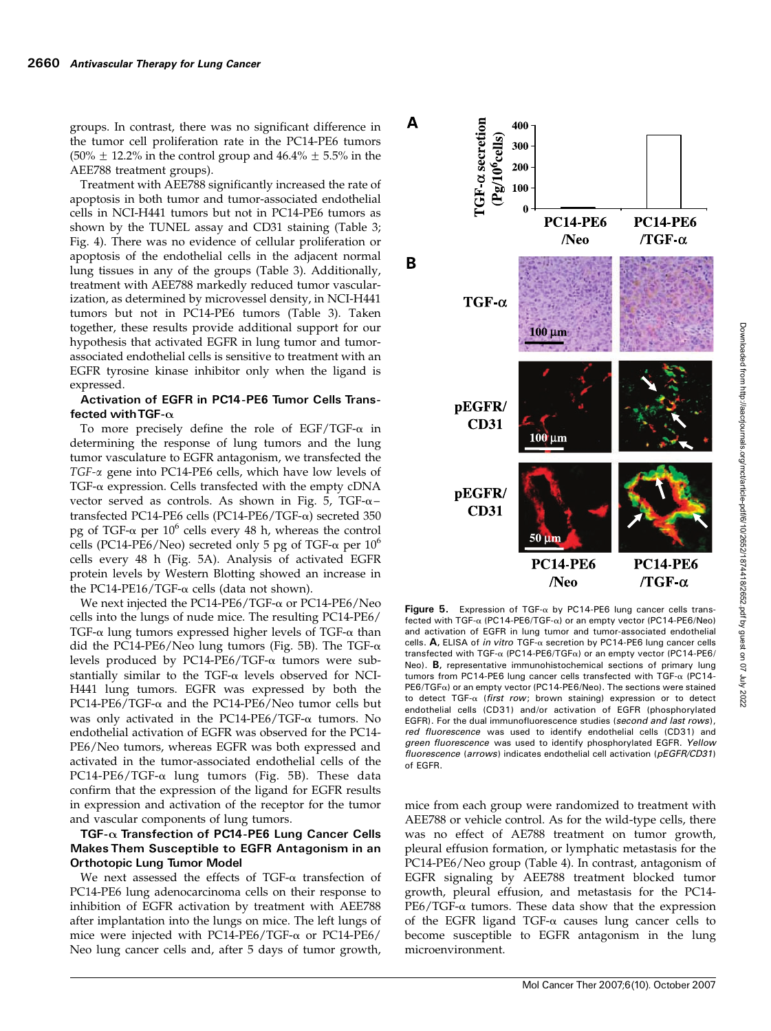groups. In contrast, there was no significant difference in the tumor cell proliferation rate in the PC14-PE6 tumors (50% ± 12.2% in the control group and 46.4% ± 5.5% in the AEE788 treatment groups).

Treatment with AEE788 significantly increased the rate of apoptosis in both tumor and tumor-associated endothelial cells in NCI-H441 tumors but not in PC14-PE6 tumors as shown by the TUNEL assay and CD31 staining (Table 3; Fig. 4). There was no evidence of cellular proliferation or apoptosis of the endothelial cells in the adjacent normal lung tissues in any of the groups (Table 3). Additionally, treatment with AEE788 markedly reduced tumor vascularization, as determined by microvessel density, in NCI-H441 tumors but not in PC14-PE6 tumors (Table 3). Taken together, these results provide additional support for our hypothesis that activated EGFR in lung tumor and tumor-associated endothelial cells is sensitive to treatment with an EGFR tyrosine kinase inhibitor only when the ligand is expressed.

### Activation of EGFR in PC14-PE6 Tumor Cells Transfected with TGF-α

To more precisely define the role of EGF/TGF-α in determining the response of lung tumors and the lung tumor vasculature to EGFR antagonism, we transfected the *TGF-α* gene into PC14-PE6 cells, which have low levels of TGF-α expression. Cells transfected with the empty cDNA vector served as controls. As shown in Fig. 5, TGF-α–transfected PC14-PE6 cells (PC14-PE6/TGF-α) secreted 350 pg of TGF-α per $10^6$ cells every 48 h, whereas the control cells (PC14-PE6/Neo) secreted only 5 pg of TGF-α per $10^6$ cells every 48 h (Fig. 5A). Analysis of activated EGFR protein levels by Western Blotting showed an increase in the PC14-PE16/TGF-α cells (data not shown).

We next injected the PC14-PE6/TGF-α or PC14-PE6/Neo cells into the lungs of nude mice. The resulting PC14-PE6/TGF-α lung tumors expressed higher levels of TGF-α than did the PC14-PE6/Neo lung tumors (Fig. 5B). The TGF-α levels produced by PC14-PE6/TGF-α tumors were substantially similar to the TGF-α levels observed for NCI-H441 lung tumors. EGFR was expressed by both the PC14-PE6/TGF-α and the PC14-PE6/Neo tumor cells but was only activated in the PC14-PE6/TGF-α tumors. No endothelial activation of EGFR was observed for the PC14-PE6/Neo tumors, whereas EGFR was both expressed and activated in the tumor-associated endothelial cells of the PC14-PE6/TGF-α lung tumors (Fig. 5B). These data confirm that the expression of the ligand for EGFR results in expression and activation of the receptor for the tumor and vascular components of lung tumors.

### TGF-α Transfection of PC14-PE6 Lung Cancer Cells Makes Them Susceptible to EGFR Antagonism in an Orthotopic Lung Tumor Model

We next assessed the effects of TGF-α transfection of PC14-PE6 lung adenocarcinoma cells on their response to inhibition of EGFR activation by treatment with AEE788 after implantation into the lungs on mice. The left lungs of mice were injected with PC14-PE6/TGF-α or PC14-PE6/Neo lung cancer cells and, after 5 days of tumor growth, mice from each group were randomized to treatment with AEE788 or vehicle control. As for the wild-type cells, there was no effect of AE788 treatment on tumor growth, pleural effusion formation, or lymphatic metastasis for the PC14-PE6/Neo group (Table 4). In contrast, antagonism of EGFR signaling by AEE788 treatment blocked tumor growth, pleural effusion, and metastasis for the PC14-PE6/TGF-α tumors. These data show that the expression of the EGFR ligand TGF-α causes lung cancer cells to become susceptible to EGFR antagonism in the lung microenvironment.

**Figure 5.** Expression of TGF-α by PC14-PE6 lung cancer cells transfected with TGF-α (PC14-PE6/TGF-α) or an empty vector (PC14-PE6/Neo) and activation of EGFR in lung tumor and tumor-associated endothelial cells. **A**, ELISA of *in vitro* TGF-α secretion by PC14-PE6 lung cancer cells transfected with TGF-α (PC14-PE6/TGFα) or an empty vector (PC14-PE6/Neo). **B**, representative immunohistochemical sections of primary lung tumors from PC14-PE6 lung cancer cells transfected with TGF-α (PC14-PE6/TGFα) or an empty vector (PC14-PE6/Neo). The sections were stained to detect TGF-α (*first row*; brown staining) expression or to detect endothelial cells (CD31) and/or activation of EGFR (phosphorylated EGFR). For the dual immunofluorescence studies (*second and last rows*), *red fluorescence* was used to identify endothelial cells (CD31) and *green fluorescence* was used to identify phosphorylated EGFR. *Yellow fluorescence* (*arrows*) indicates endothelial cell activation (*pEGFR/CD31*) of EGFR.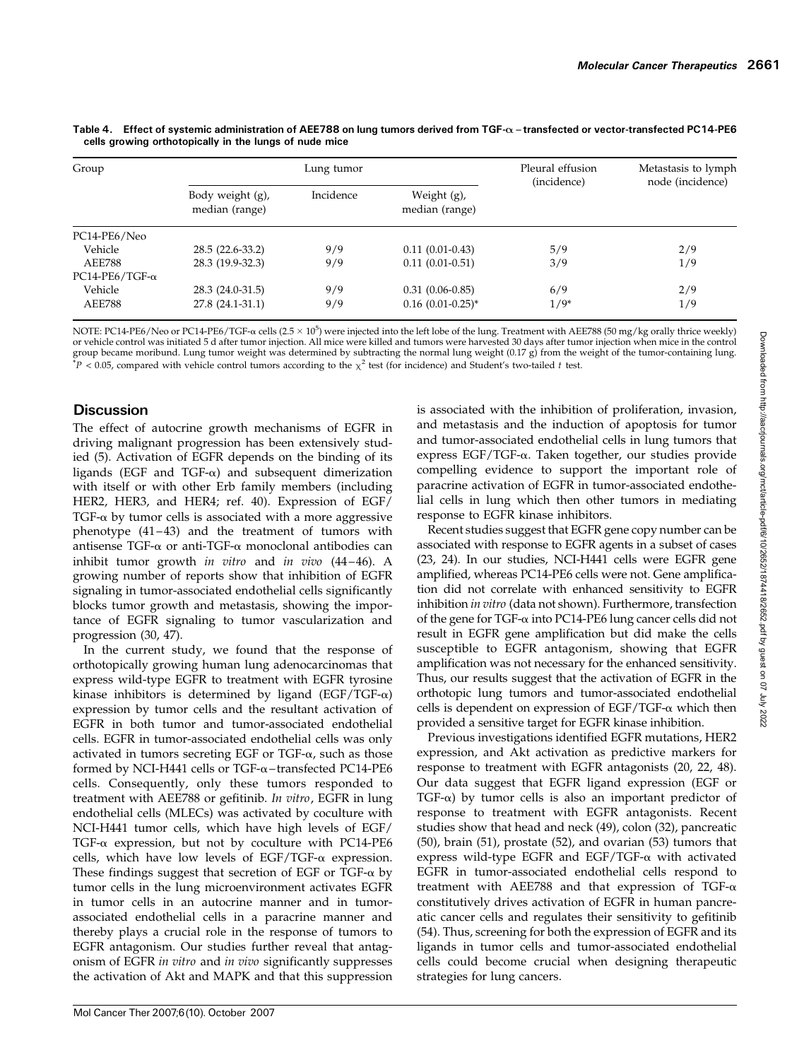**Table 4. Effect of systemic administration of AEE788 on lung tumors derived from TGF-α – transfected or vector-transfected PC14-PE6 cells growing orthotopically in the lungs of nude mice**

| Group | Lung tumor | | | Pleural effusion (incidence) | Metastasis to lymph node (incidence) |
|---|---|---|---|---|---|
| | Body weight (g), median (range) | Incidence | Weight (g), median (range) | | |
| PC14-PE6/Neo | | | | | |
| Vehicle | 28.5 (22.6-33.2) | 9/9 | 0.11 (0.01-0.43) | 5/9 | 2/9 |
| AEE788 | 28.3 (19.9-32.3) | 9/9 | 0.11 (0.01-0.51) | 3/9 | 1/9 |
| PC14-PE6/TGF-α | | | | | |
| Vehicle | 28.3 (24.0-31.5) | 9/9 | 0.31 (0.06-0.85) | 6/9 | 2/9 |
| AEE788 | 27.8 (24.1-31.1) | 9/9 | 0.16 (0.01-0.25)* | 1/9* | 1/9 |

NOTE: PC14-PE6/Neo or PC14-PE6/TGF-α cells ($2.5 \times 10^5$) were injected into the left lobe of the lung. Treatment with AEE788 (50 mg/kg orally thrice weekly) or vehicle control was initiated 5 d after tumor injection. All mice were killed and tumors were harvested 30 days after tumor injection when mice in the control group became moribund. Lung tumor weight was determined by subtracting the normal lung weight (0.17 g) from the weight of the tumor-containing lung.
*$P < 0.05$, compared with vehicle control tumors according to the $\chi^2$ test (for incidence) and Student's two-tailed $t$ test.

## Discussion

The effect of autocrine growth mechanisms of EGFR in driving malignant progression has been extensively studied (5). Activation of EGFR depends on the binding of its ligands (EGF and TGF-α) and subsequent dimerization with itself or with other Erb family members (including HER2, HER3, and HER4; ref. 40). Expression of EGF/TGF-α by tumor cells is associated with a more aggressive phenotype (41–43) and the treatment of tumors with antisense TGF-α or anti-TGF-α monoclonal antibodies can inhibit tumor growth *in vitro* and *in vivo* (44–46). A growing number of reports show that inhibition of EGFR signaling in tumor-associated endothelial cells significantly blocks tumor growth and metastasis, showing the importance of EGFR signaling to tumor vascularization and progression (30, 47).

In the current study, we found that the response of orthotopically growing human lung adenocarcinomas that express wild-type EGFR to treatment with EGFR tyrosine kinase inhibitors is determined by ligand (EGF/TGF-α) expression by tumor cells and the resultant activation of EGFR in both tumor and tumor-associated endothelial cells. EGFR in tumor-associated endothelial cells was only activated in tumors secreting EGF or TGF-α, such as those formed by NCI-H441 cells or TGF-α–transfected PC14-PE6 cells. Consequently, only these tumors responded to treatment with AEE788 or gefitinib. *In vitro*, EGFR in lung endothelial cells (MLECs) was activated by coculture with NCI-H441 tumor cells, which have high levels of EGF/TGF-α expression, but not by coculture with PC14-PE6 cells, which have low levels of EGF/TGF-α expression. These findings suggest that secretion of EGF or TGF-α by tumor cells in the lung microenvironment activates EGFR in tumor cells in an autocrine manner and in tumor-associated endothelial cells in a paracrine manner and thereby plays a crucial role in the response of tumors to EGFR antagonism. Our studies further reveal that antagonism of EGFR *in vitro* and *in vivo* significantly suppresses the activation of Akt and MAPK and that this suppression is associated with the inhibition of proliferation, invasion, and metastasis and the induction of apoptosis for tumor and tumor-associated endothelial cells in lung tumors that express EGF/TGF-α. Taken together, our studies provide compelling evidence to support the important role of paracrine activation of EGFR in tumor-associated endothelial cells in lung which then other tumors in mediating response to EGFR kinase inhibitors.

Recent studies suggest that EGFR gene copy number can be associated with response to EGFR agents in a subset of cases (23, 24). In our studies, NCI-H441 cells were EGFR gene amplified, whereas PC14-PE6 cells were not. Gene amplification did not correlate with enhanced sensitivity to EGFR inhibition *in vitro* (data not shown). Furthermore, transfection of the gene for TGF-α into PC14-PE6 lung cancer cells did not result in EGFR gene amplification but did make the cells susceptible to EGFR antagonism, showing that EGFR amplification was not necessary for the enhanced sensitivity. Thus, our results suggest that the activation of EGFR in the orthotopic lung tumors and tumor-associated endothelial cells is dependent on expression of EGF/TGF-α which then provided a sensitive target for EGFR kinase inhibition.

Previous investigations identified EGFR mutations, HER2 expression, and Akt activation as predictive markers for response to treatment with EGFR antagonists (20, 22, 48). Our data suggest that EGFR ligand expression (EGF or TGF-α) by tumor cells is also an important predictor of response to treatment with EGFR antagonists. Recent studies show that head and neck (49), colon (32), pancreatic (50), brain (51), prostate (52), and ovarian (53) tumors that express wild-type EGFR and EGF/TGF-α with activated EGFR in tumor-associated endothelial cells respond to treatment with AEE788 and that expression of TGF-α constitutively drives activation of EGFR in human pancreatic cancer cells and regulates their sensitivity to gefitinib (54). Thus, screening for both the expression of EGFR and its ligands in tumor cells and tumor-associated endothelial cells could become crucial when designing therapeutic strategies for lung cancers.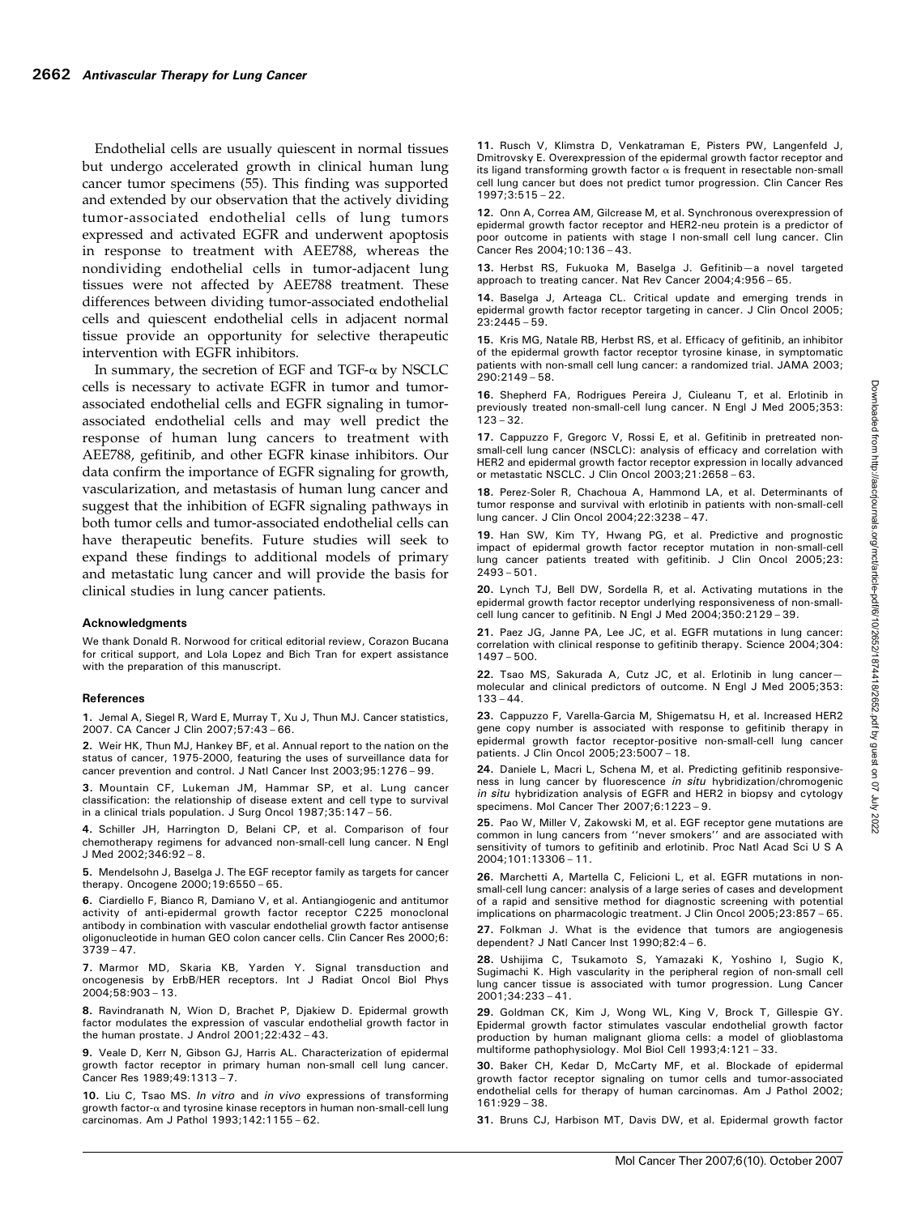Endothelial cells are usually quiescent in normal tissues but undergo accelerated growth in clinical human lung cancer tumor specimens (55). This finding was supported and extended by our observation that the actively dividing tumor-associated endothelial cells of lung tumors expressed and activated EGFR and underwent apoptosis in response to treatment with AEE788, whereas the nondividing endothelial cells in tumor-adjacent lung tissues were not affected by AEE788 treatment. These differences between dividing tumor-associated endothelial cells and quiescent endothelial cells in adjacent normal tissue provide an opportunity for selective therapeutic intervention with EGFR inhibitors.

In summary, the secretion of EGF and TGF-α by NSCLC cells is necessary to activate EGFR in tumor and tumor-associated endothelial cells and EGFR signaling in tumor-associated endothelial cells and may well predict the response of human lung cancers to treatment with AEE788, gefitinib, and other EGFR kinase inhibitors. Our data confirm the importance of EGFR signaling for growth, vascularization, and metastasis of human lung cancer and suggest that the inhibition of EGFR signaling pathways in both tumor cells and tumor-associated endothelial cells can have therapeutic benefits. Future studies will seek to expand these findings to additional models of primary and metastatic lung cancer and will provide the basis for clinical studies in lung cancer patients.

#### Acknowledgments

We thank Donald R. Norwood for critical editorial review, Corazon Bucana for critical support, and Lola Lopez and Bich Tran for expert assistance with the preparation of this manuscript.

#### References

1. Jemal A, Siegel R, Ward E, Murray T, Xu J, Thun MJ. Cancer statistics, 2007. CA Cancer J Clin 2007;57:43 – 66.

2. Weir HK, Thun MJ, Hankey BF, et al. Annual report to the nation on the status of cancer, 1975-2000, featuring the uses of surveillance data for cancer prevention and control. J Natl Cancer Inst 2003;95:1276 – 99.

3. Mountain CF, Lukeman JM, Hammar SP, et al. Lung cancer classification: the relationship of disease extent and cell type to survival in a clinical trials population. J Surg Oncol 1987;35:147 – 56.

4. Schiller JH, Harrington D, Belani CP, et al. Comparison of four chemotherapy regimens for advanced non-small-cell lung cancer. N Engl J Med 2002;346:92 – 8.

5. Mendelsohn J, Baselga J. The EGF receptor family as targets for cancer therapy. Oncogene 2000;19:6550 – 65.

6. Ciardiello F, Bianco R, Damiano V, et al. Antiangiogenic and antitumor activity of anti-epidermal growth factor receptor C225 monoclonal antibody in combination with vascular endothelial growth factor antisense oligonucleotide in human GEO colon cancer cells. Clin Cancer Res 2000;6:3739 – 47.

7. Marmor MD, Skaria KB, Yarden Y. Signal transduction and oncogenesis by ErbB/HER receptors. Int J Radiat Oncol Biol Phys 2004;58:903 – 13.

8. Ravindranath N, Wion D, Brachet P, Djakiew D. Epidermal growth factor modulates the expression of vascular endothelial growth factor in the human prostate. J Androl 2001;22:432 – 43.

9. Veale D, Kerr N, Gibson GJ, Harris AL. Characterization of epidermal growth factor receptor in primary human non-small cell lung cancer. Cancer Res 1989;49:1313 – 7.

10. Liu C, Tsao MS. *In vitro* and *in vivo* expressions of transforming growth factor-α and tyrosine kinase receptors in human non-small-cell lung carcinomas. Am J Pathol 1993;142:1155 – 62.

11. Rusch V, Klimstra D, Venkatraman E, Pisters PW, Langenfeld J, Dmitrovsky E. Overexpression of the epidermal growth factor receptor and its ligand transforming growth factor α is frequent in resectable non-small cell lung cancer but does not predict tumor progression. Clin Cancer Res 1997;3:515 – 22.

12. Onn A, Correa AM, Gilcrease M, et al. Synchronous overexpression of epidermal growth factor receptor and HER2-neu protein is a predictor of poor outcome in patients with stage I non-small cell lung cancer. Clin Cancer Res 2004;10:136 – 43.

13. Herbst RS, Fukuoka M, Baselga J. Gefitinib—a novel targeted approach to treating cancer. Nat Rev Cancer 2004;4:956 – 65.

14. Baselga J, Arteaga CL. Critical update and emerging trends in epidermal growth factor receptor targeting in cancer. J Clin Oncol 2005;23:2445 – 59.

15. Kris MG, Natale RB, Herbst RS, et al. Efficacy of gefitinib, an inhibitor of the epidermal growth factor receptor tyrosine kinase, in symptomatic patients with non-small cell lung cancer: a randomized trial. JAMA 2003;290:2149 – 58.

16. Shepherd FA, Rodrigues Pereira J, Ciuleanu T, et al. Erlotinib in previously treated non-small-cell lung cancer. N Engl J Med 2005;353:123 – 32.

17. Cappuzzo F, Gregorc V, Rossi E, et al. Gefitinib in pretreated non-small-cell lung cancer (NSCLC): analysis of efficacy and correlation with HER2 and epidermal growth factor receptor expression in locally advanced or metastatic NSCLC. J Clin Oncol 2003;21:2658 – 63.

18. Perez-Soler R, Chachoua A, Hammond LA, et al. Determinants of tumor response and survival with erlotinib in patients with non-small-cell lung cancer. J Clin Oncol 2004;22:3238 – 47.

19. Han SW, Kim TY, Hwang PG, et al. Predictive and prognostic impact of epidermal growth factor receptor mutation in non-small-cell lung cancer patients treated with gefitinib. J Clin Oncol 2005;23:2493 – 501.

20. Lynch TJ, Bell DW, Sordella R, et al. Activating mutations in the epidermal growth factor receptor underlying responsiveness of non-small-cell lung cancer to gefitinib. N Engl J Med 2004;350:2129 – 39.

21. Paez JG, Janne PA, Lee JC, et al. EGFR mutations in lung cancer: correlation with clinical response to gefitinib therapy. Science 2004;304:1497 – 500.

22. Tsao MS, Sakurada A, Cutz JC, et al. Erlotinib in lung cancer—molecular and clinical predictors of outcome. N Engl J Med 2005;353:133 – 44.

23. Cappuzzo F, Varella-Garcia M, Shigematsu H, et al. Increased HER2 gene copy number is associated with response to gefitinib therapy in epidermal growth factor receptor-positive non-small-cell lung cancer patients. J Clin Oncol 2005;23:5007 – 18.

24. Daniele L, Macri L, Schena M, et al. Predicting gefitinib responsiveness in lung cancer by fluorescence *in situ* hybridization/chromogenic *in situ* hybridization analysis of EGFR and HER2 in biopsy and cytology specimens. Mol Cancer Ther 2007;6:1223 – 9.

25. Pao W, Miller V, Zakowski M, et al. EGF receptor gene mutations are common in lung cancers from ''never smokers'' and are associated with sensitivity of tumors to gefitinib and erlotinib. Proc Natl Acad Sci U S A 2004;101:13306 – 11.

26. Marchetti A, Martella C, Felicioni L, et al. EGFR mutations in non-small-cell lung cancer: analysis of a large series of cases and development of a rapid and sensitive method for diagnostic screening with potential implications on pharmacologic treatment. J Clin Oncol 2005;23:857 – 65.

27. Folkman J. What is the evidence that tumors are angiogenesis dependent? J Natl Cancer Inst 1990;82:4 – 6.

28. Ushijima C, Tsukamoto S, Yamazaki K, Yoshino I, Sugio K, Sugimachi K. High vascularity in the peripheral region of non-small cell lung cancer tissue is associated with tumor progression. Lung Cancer 2001;34:233 – 41.

29. Goldman CK, Kim J, Wong WL, King V, Brock T, Gillespie GY. Epidermal growth factor stimulates vascular endothelial growth factor production by human malignant glioma cells: a model of glioblastoma multiforme pathophysiology. Mol Biol Cell 1993;4:121 – 33.

30. Baker CH, Kedar D, McCarty MF, et al. Blockade of epidermal growth factor receptor signaling on tumor cells and tumor-associated endothelial cells for therapy of human carcinomas. Am J Pathol 2002;161:929 – 38.

31. Bruns CJ, Harbison MT, Davis DW, et al. Epidermal growth factor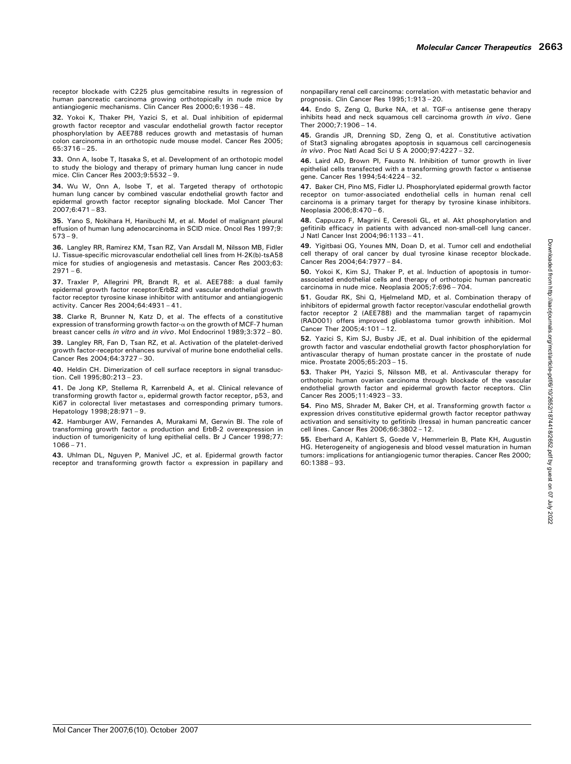receptor blockade with C225 plus gemcitabine results in regression of human pancreatic carcinoma growing orthotopically in nude mice by antiangiogenic mechanisms. Clin Cancer Res 2000;6:1936 – 48.

**32.** Yokoi K, Thaker PH, Yazici S, et al. Dual inhibition of epidermal growth factor receptor and vascular endothelial growth factor receptor phosphorylation by AEE788 reduces growth and metastasis of human colon carcinoma in an orthotopic nude mouse model. Cancer Res 2005; 65:3716 – 25.

**33.** Onn A, Isobe T, Itasaka S, et al. Development of an orthotopic model to study the biology and therapy of primary human lung cancer in nude mice. Clin Cancer Res 2003;9:5532 – 9.

**34.** Wu W, Onn A, Isobe T, et al. Targeted therapy of orthotopic human lung cancer by combined vascular endothelial growth factor and epidermal growth factor receptor signaling blockade. Mol Cancer Ther 2007;6:471 – 83.

**35.** Yano S, Nokihara H, Hanibuchi M, et al. Model of malignant pleural effusion of human lung adenocarcinoma in SCID mice. Oncol Res 1997;9: 573 – 9.

**36.** Langley RR, Ramirez KM, Tsan RZ, Van Arsdall M, Nilsson MB, Fidler IJ. Tissue-specific microvascular endothelial cell lines from H-2K(b)-tsA58 mice for studies of angiogenesis and metastasis. Cancer Res 2003;63: 2971 – 6.

**37.** Traxler P, Allegrini PR, Brandt R, et al. AEE788: a dual family epidermal growth factor receptor/ErbB2 and vascular endothelial growth factor receptor tyrosine kinase inhibitor with antitumor and antiangiogenic activity. Cancer Res 2004;64:4931 – 41.

**38.** Clarke R, Brunner N, Katz D, et al. The effects of a constitutive expression of transforming growth factor-α on the growth of MCF-7 human breast cancer cells *in vitro* and *in vivo*. Mol Endocrinol 1989;3:372 – 80.

**39.** Langley RR, Fan D, Tsan RZ, et al. Activation of the platelet-derived growth factor-receptor enhances survival of murine bone endothelial cells. Cancer Res 2004;64:3727 – 30.

**40.** Heldin CH. Dimerization of cell surface receptors in signal transduction. Cell 1995;80:213 – 23.

**41.** De Jong KP, Stellema R, Karrenbeld A, et al. Clinical relevance of transforming growth factor α, epidermal growth factor receptor, p53, and Ki67 in colorectal liver metastases and corresponding primary tumors. Hepatology 1998;28:971 – 9.

**42.** Hamburger AW, Fernandes A, Murakami M, Gerwin BI. The role of transforming growth factor α production and ErbB-2 overexpression in induction of tumorigenicity of lung epithelial cells. Br J Cancer 1998;77: 1066 – 71.

**43.** Uhlman DL, Nguyen P, Manivel JC, et al. Epidermal growth factor receptor and transforming growth factor α expression in papillary and nonpapillary renal cell carcinoma: correlation with metastatic behavior and prognosis. Clin Cancer Res 1995;1:913 – 20.

**44.** Endo S, Zeng Q, Burke NA, et al. TGF-α antisense gene therapy inhibits head and neck squamous cell carcinoma growth *in vivo*. Gene Ther 2000;7:1906 – 14.

**45.** Grandis JR, Drenning SD, Zeng Q, et al. Constitutive activation of Stat3 signaling abrogates apoptosis in squamous cell carcinogenesis *in vivo*. Proc Natl Acad Sci U S A 2000;97:4227 – 32.

**46.** Laird AD, Brown PI, Fausto N. Inhibition of tumor growth in liver epithelial cells transfected with a transforming growth factor α antisense gene. Cancer Res 1994;54:4224 – 32.

**47.** Baker CH, Pino MS, Fidler IJ. Phosphorylated epidermal growth factor receptor on tumor-associated endothelial cells in human renal cell carcinoma is a primary target for therapy by tyrosine kinase inhibitors. Neoplasia 2006;8:470 – 6.

**48.** Cappuzzo F, Magrini E, Ceresoli GL, et al. Akt phosphorylation and gefitinib efficacy in patients with advanced non-small-cell lung cancer. J Natl Cancer Inst 2004;96:1133 – 41.

**49.** Yigitbasi OG, Younes MN, Doan D, et al. Tumor cell and endothelial cell therapy of oral cancer by dual tyrosine kinase receptor blockade. Cancer Res 2004;64:7977 – 84.

**50.** Yokoi K, Kim SJ, Thaker P, et al. Induction of apoptosis in tumor-associated endothelial cells and therapy of orthotopic human pancreatic carcinoma in nude mice. Neoplasia 2005;7:696 – 704.

**51.** Goudar RK, Shi Q, Hjelmeland MD, et al. Combination therapy of inhibitors of epidermal growth factor receptor/vascular endothelial growth factor receptor 2 (AEE788) and the mammalian target of rapamycin (RAD001) offers improved glioblastoma tumor growth inhibition. Mol Cancer Ther 2005;4:101 – 12.

**52.** Yazici S, Kim SJ, Busby JE, et al. Dual inhibition of the epidermal growth factor and vascular endothelial growth factor phosphorylation for antivascular therapy of human prostate cancer in the prostate of nude mice. Prostate 2005;65:203 – 15.

**53.** Thaker PH, Yazici S, Nilsson MB, et al. Antivascular therapy for orthotopic human ovarian carcinoma through blockade of the vascular endothelial growth factor and epidermal growth factor receptors. Clin Cancer Res 2005;11:4923 – 33.

**54.** Pino MS, Shrader M, Baker CH, et al. Transforming growth factor α expression drives constitutive epidermal growth factor receptor pathway activation and sensitivity to gefitinib (Iressa) in human pancreatic cancer cell lines. Cancer Res 2006;66:3802 – 12.

**55.** Eberhard A, Kahlert S, Goede V, Hemmerlein B, Plate KH, Augustin HG. Heterogeneity of angiogenesis and blood vessel maturation in human tumors: implications for antiangiogenic tumor therapies. Cancer Res 2000; 60:1388 – 93.